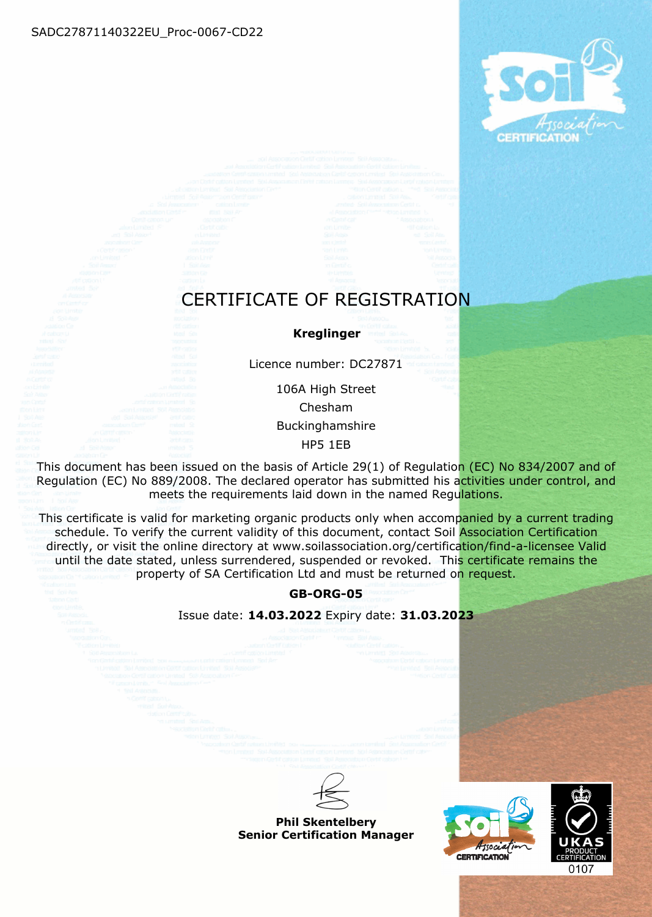SADC27871140322EU_Proc-0067-CD22

# CERTIFICATE OF REGISTRATION

**Kreglinger**

Licence number: DC27871

106A High Street
Chesham
Buckinghamshire
HP5 1EB

This document has been issued on the basis of Article 29(1) of Regulation (EC) No 834/2007 and of Regulation (EC) No 889/2008. The declared operator has submitted his activities under control, and meets the requirements laid down in the named Regulations.

This certificate is valid for marketing organic products only when accompanied by a current trading schedule. To verify the current validity of this document, contact Soil Association Certification directly, or visit the online directory at www.soilassociation.org/certification/find-a-licensee Valid until the date stated, unless surrendered, suspended or revoked. This certificate remains the property of SA Certification Ltd and must be returned on request.

**GB-ORG-05**

Issue date: **14.03.2022** Expiry date: **31.03.2023**

**Phil Skentelbery**
**Senior Certification Manager**

UKAS PRODUCT CERTIFICATION 0107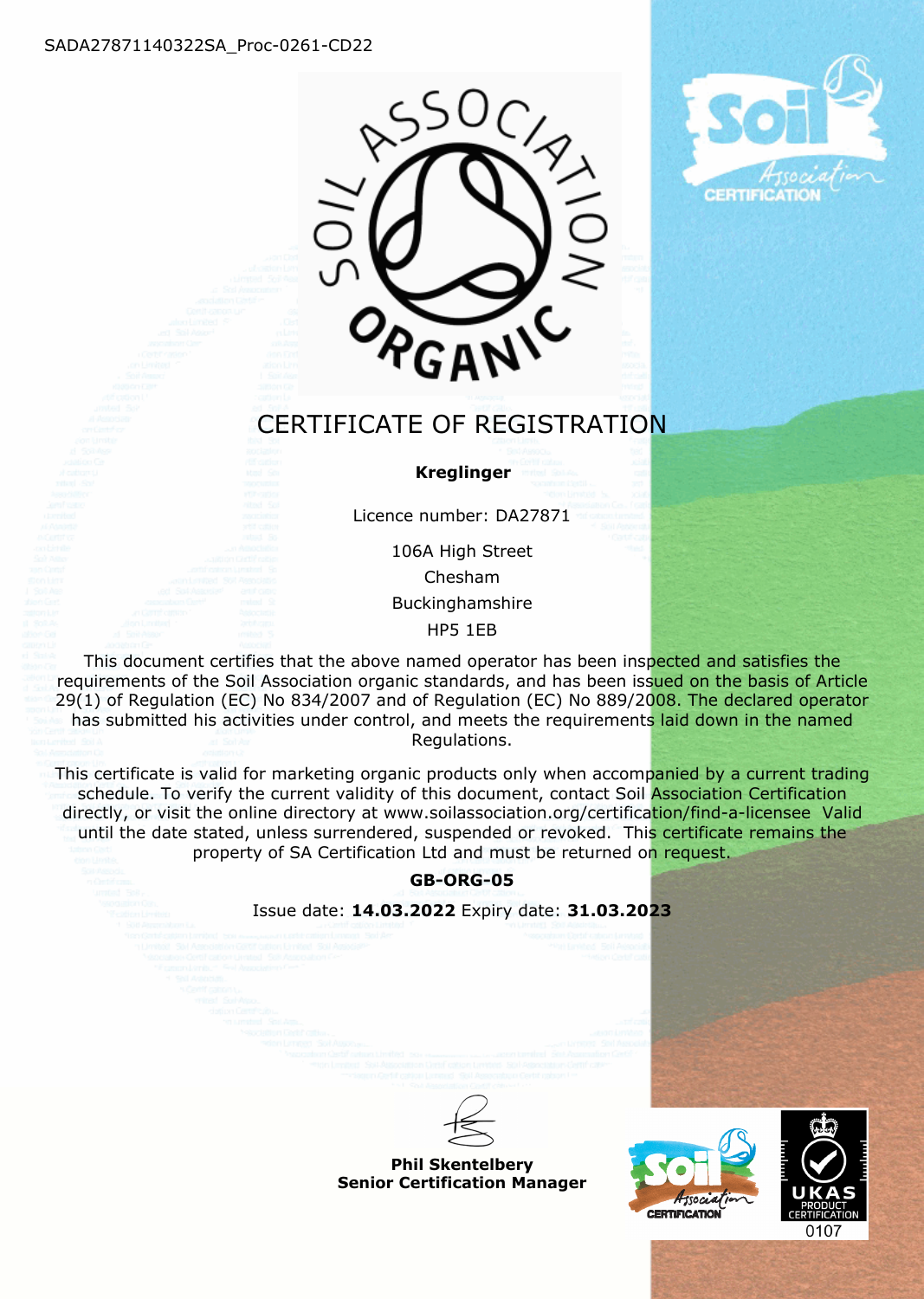SADA27871140322SA_Proc-0261-CD22

SOIL ASSOCIATION ORGANIC

Soil Association CERTIFICATION

# CERTIFICATE OF REGISTRATION

**Kreglinger**

Licence number: DA27871

106A High Street
Chesham
Buckinghamshire
HP5 1EB

This document certifies that the above named operator has been inspected and satisfies the requirements of the Soil Association organic standards, and has been issued on the basis of Article 29(1) of Regulation (EC) No 834/2007 and of Regulation (EC) No 889/2008. The declared operator has submitted his activities under control, and meets the requirements laid down in the named Regulations.

This certificate is valid for marketing organic products only when accompanied by a current trading schedule. To verify the current validity of this document, contact Soil Association Certification directly, or visit the online directory at www.soilassociation.org/certification/find-a-licensee Valid until the date stated, unless surrendered, suspended or revoked. This certificate remains the property of SA Certification Ltd and must be returned on request.

**GB-ORG-05**

Issue date: **14.03.2022** Expiry date: **31.03.2023**

**Phil Skentelbery**
**Senior Certification Manager**

Soil Association CERTIFICATION

UKAS PRODUCT CERTIFICATION 0107